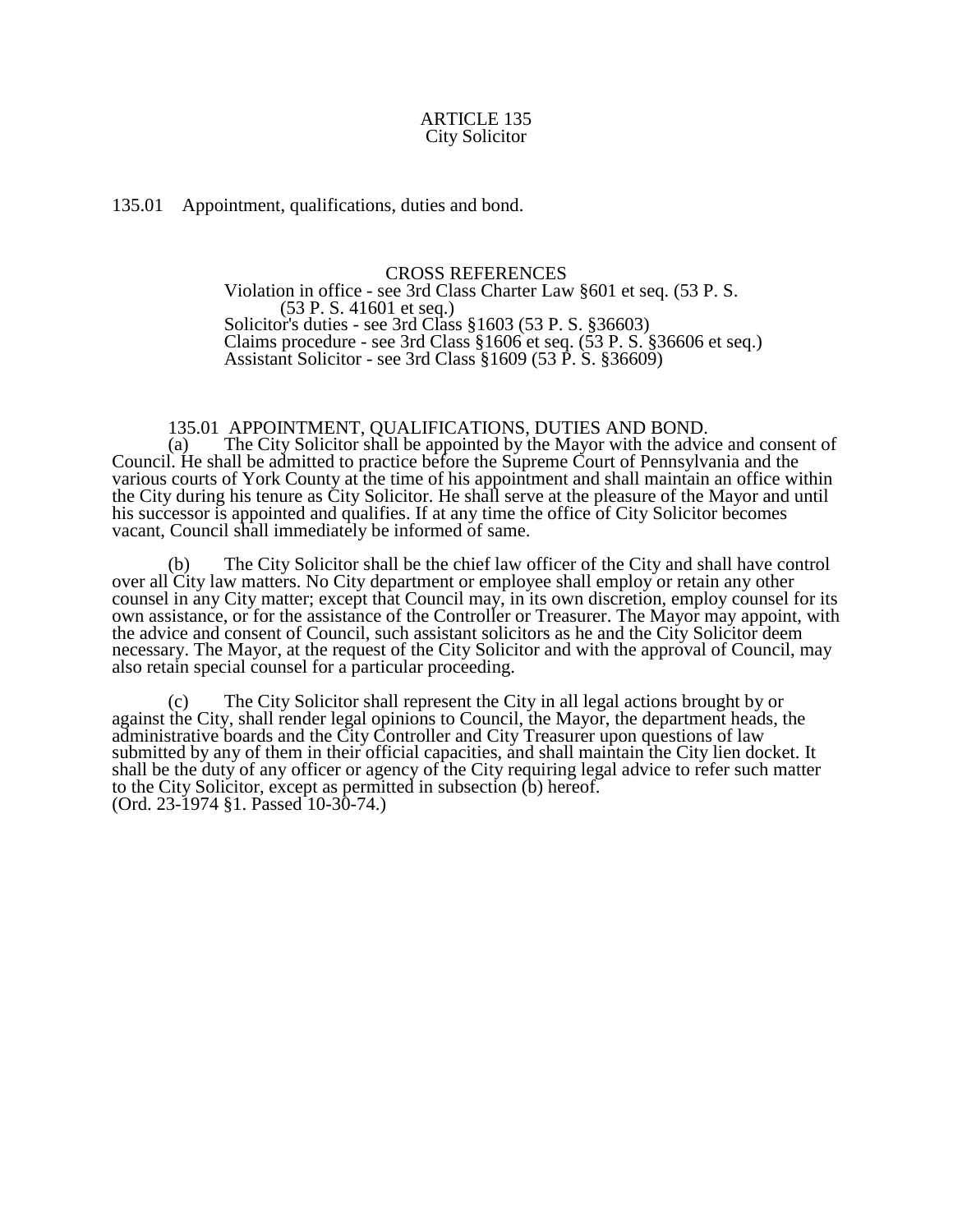# ARTICLE 135
## City Solicitor

135.01 Appointment, qualifications, duties and bond.

CROSS REFERENCES

Violation in office - see 3rd Class Charter Law §601 et seq. (53 P. S. (53 P. S. 41601 et seq.)

Solicitor's duties - see 3rd Class §1603 (53 P. S. §36603)

Claims procedure - see 3rd Class §1606 et seq. (53 P. S. §36606 et seq.)

Assistant Solicitor - see 3rd Class §1609 (53 P. S. §36609)

### 135.01 APPOINTMENT, QUALIFICATIONS, DUTIES AND BOND.

(a) The City Solicitor shall be appointed by the Mayor with the advice and consent of Council. He shall be admitted to practice before the Supreme Court of Pennsylvania and the various courts of York County at the time of his appointment and shall maintain an office within the City during his tenure as City Solicitor. He shall serve at the pleasure of the Mayor and until his successor is appointed and qualifies. If at any time the office of City Solicitor becomes vacant, Council shall immediately be informed of same.

(b) The City Solicitor shall be the chief law officer of the City and shall have control over all City law matters. No City department or employee shall employ or retain any other counsel in any City matter; except that Council may, in its own discretion, employ counsel for its own assistance, or for the assistance of the Controller or Treasurer. The Mayor may appoint, with the advice and consent of Council, such assistant solicitors as he and the City Solicitor deem necessary. The Mayor, at the request of the City Solicitor and with the approval of Council, may also retain special counsel for a particular proceeding.

(c) The City Solicitor shall represent the City in all legal actions brought by or against the City, shall render legal opinions to Council, the Mayor, the department heads, the administrative boards and the City Controller and City Treasurer upon questions of law submitted by any of them in their official capacities, and shall maintain the City lien docket. It shall be the duty of any officer or agency of the City requiring legal advice to refer such matter to the City Solicitor, except as permitted in subsection (b) hereof.
(Ord. 23-1974 §1. Passed 10-30-74.)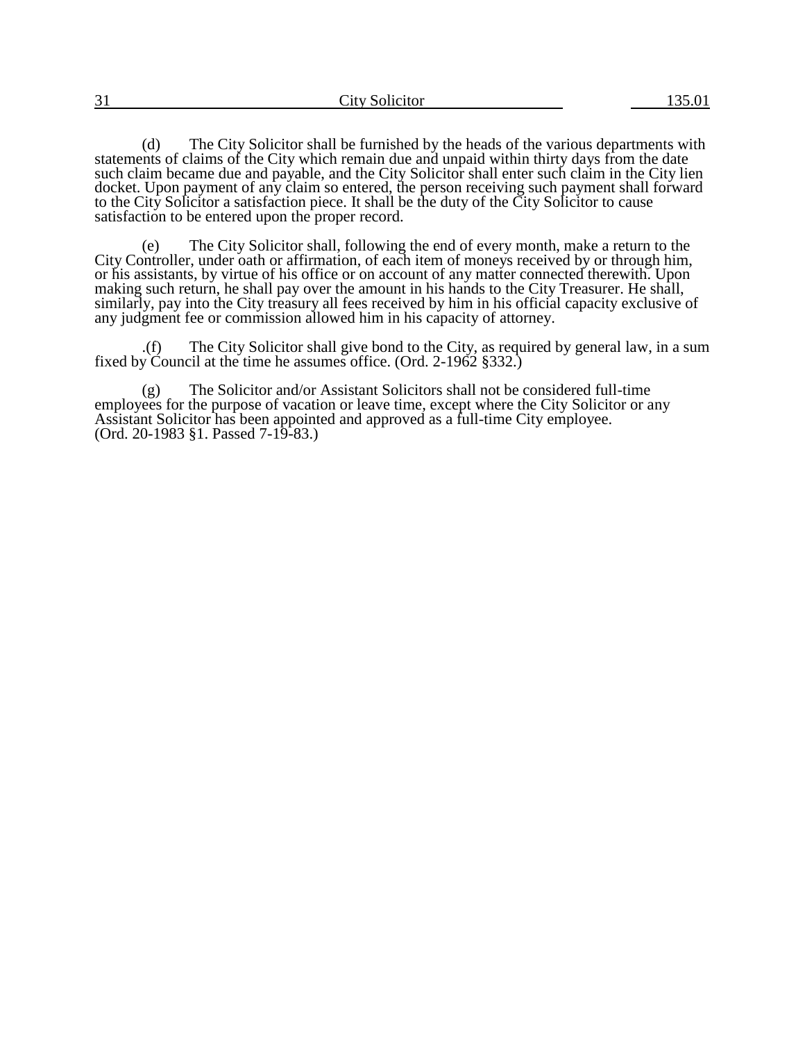(d) The City Solicitor shall be furnished by the heads of the various departments with statements of claims of the City which remain due and unpaid within thirty days from the date such claim became due and payable, and the City Solicitor shall enter such claim in the City lien docket. Upon payment of any claim so entered, the person receiving such payment shall forward to the City Solicitor a satisfaction piece. It shall be the duty of the City Solicitor to cause satisfaction to be entered upon the proper record.

(e) The City Solicitor shall, following the end of every month, make a return to the City Controller, under oath or affirmation, of each item of moneys received by or through him, or his assistants, by virtue of his office or on account of any matter connected therewith. Upon making such return, he shall pay over the amount in his hands to the City Treasurer. He shall, similarly, pay into the City treasury all fees received by him in his official capacity exclusive of any judgment fee or commission allowed him in his capacity of attorney.

.(f) The City Solicitor shall give bond to the City, as required by general law, in a sum fixed by Council at the time he assumes office. (Ord. 2-1962 §332.)

(g) The Solicitor and/or Assistant Solicitors shall not be considered full-time employees for the purpose of vacation or leave time, except where the City Solicitor or any Assistant Solicitor has been appointed and approved as a full-time City employee. (Ord. 20-1983 §1. Passed 7-19-83.)